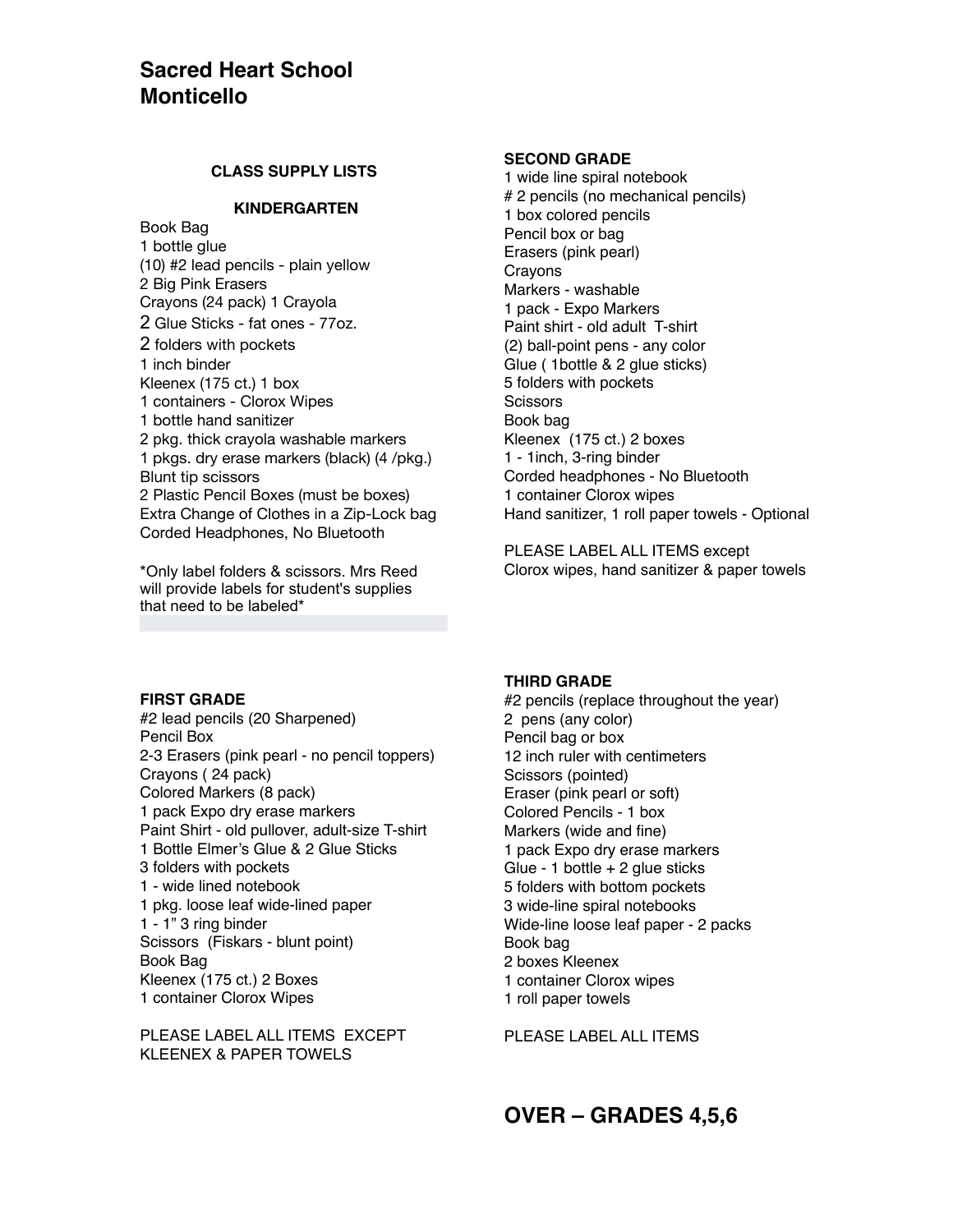# Sacred Heart School
# Monticello

## CLASS SUPPLY LISTS

### KINDERGARTEN

Book Bag
1 bottle glue
(10) #2 lead pencils - plain yellow
2 Big Pink Erasers
Crayons (24 pack) 1 Crayola
2 Glue Sticks - fat ones - 77oz.
2 folders with pockets
1 inch binder
Kleenex (175 ct.) 1 box
1 containers - Clorox Wipes
1 bottle hand sanitizer
2 pkg. thick crayola washable markers
1 pkgs. dry erase markers (black) (4 /pkg.)
Blunt tip scissors
2 Plastic Pencil Boxes (must be boxes)
Extra Change of Clothes in a Zip-Lock bag
Corded Headphones, No Bluetooth

*Only label folders & scissors. Mrs Reed will provide labels for student's supplies that need to be labeled*

### FIRST GRADE

#2 lead pencils (20 Sharpened)
Pencil Box
2-3 Erasers (pink pearl - no pencil toppers)
Crayons ( 24 pack)
Colored Markers (8 pack)
1 pack Expo dry erase markers
Paint Shirt - old pullover, adult-size T-shirt
1 Bottle Elmer's Glue & 2 Glue Sticks
3 folders with pockets
1 - wide lined notebook
1 pkg. loose leaf wide-lined paper
1 - 1" 3 ring binder
Scissors (Fiskars - blunt point)
Book Bag
Kleenex (175 ct.) 2 Boxes
1 container Clorox Wipes

PLEASE LABEL ALL ITEMS EXCEPT KLEENEX & PAPER TOWELS

### SECOND GRADE

1 wide line spiral notebook
# 2 pencils (no mechanical pencils)
1 box colored pencils
Pencil box or bag
Erasers (pink pearl)
Crayons
Markers - washable
1 pack - Expo Markers
Paint shirt - old adult T-shirt
(2) ball-point pens - any color
Glue ( 1bottle & 2 glue sticks)
5 folders with pockets
Scissors
Book bag
Kleenex (175 ct.) 2 boxes
1 - 1inch, 3-ring binder
Corded headphones - No Bluetooth
1 container Clorox wipes
Hand sanitizer, 1 roll paper towels - Optional

PLEASE LABEL ALL ITEMS except Clorox wipes, hand sanitizer & paper towels

### THIRD GRADE

#2 pencils (replace throughout the year)
2 pens (any color)
Pencil bag or box
12 inch ruler with centimeters
Scissors (pointed)
Eraser (pink pearl or soft)
Colored Pencils - 1 box
Markers (wide and fine)
1 pack Expo dry erase markers
Glue - 1 bottle + 2 glue sticks
5 folders with bottom pockets
3 wide-line spiral notebooks
Wide-line loose leaf paper - 2 packs
Book bag
2 boxes Kleenex
1 container Clorox wipes
1 roll paper towels

PLEASE LABEL ALL ITEMS

## OVER – GRADES 4,5,6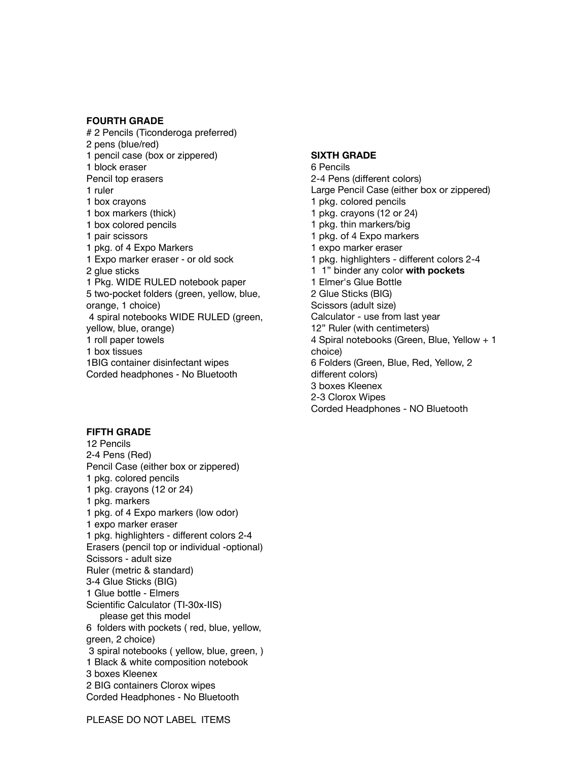**FOURTH GRADE**

# 2 Pencils (Ticonderoga preferred)
2 pens (blue/red)
1 pencil case (box or zippered)
1 block eraser
Pencil top erasers
1 ruler
1 box crayons
1 box markers (thick)
1 box colored pencils
1 pair scissors
1 pkg. of 4 Expo Markers
1 Expo marker eraser - or old sock
2 glue sticks
1 Pkg. WIDE RULED notebook paper
5 two-pocket folders (green, yellow, blue, orange, 1 choice)
4 spiral notebooks WIDE RULED (green, yellow, blue, orange)
1 roll paper towels
1 box tissues
1BIG container disinfectant wipes
Corded headphones - No Bluetooth

**FIFTH GRADE**

12 Pencils
2-4 Pens (Red)
Pencil Case (either box or zippered)
1 pkg. colored pencils
1 pkg. crayons (12 or 24)
1 pkg. markers
1 pkg. of 4 Expo markers (low odor)
1 expo marker eraser
1 pkg. highlighters - different colors 2-4
Erasers (pencil top or individual -optional)
Scissors - adult size
Ruler (metric & standard)
3-4 Glue Sticks (BIG)
1 Glue bottle - Elmers
Scientific Calculator (TI-30x-IIS)
please get this model
6 folders with pockets ( red, blue, yellow, green, 2 choice)
3 spiral notebooks ( yellow, blue, green, )
1 Black & white composition notebook
3 boxes Kleenex
2 BIG containers Clorox wipes
Corded Headphones - No Bluetooth

**SIXTH GRADE**

6 Pencils
2-4 Pens (different colors)
Large Pencil Case (either box or zippered)
1 pkg. colored pencils
1 pkg. crayons (12 or 24)
1 pkg. thin markers/big
1 pkg. of 4 Expo markers
1 expo marker eraser
1 pkg. highlighters - different colors 2-4
1 1" binder any color **with pockets**
1 Elmer's Glue Bottle
2 Glue Sticks (BIG)
Scissors (adult size)
Calculator - use from last year
12" Ruler (with centimeters)
4 Spiral notebooks (Green, Blue, Yellow + 1 choice)
6 Folders (Green, Blue, Red, Yellow, 2 different colors)
3 boxes Kleenex
2-3 Clorox Wipes
Corded Headphones - NO Bluetooth

PLEASE DO NOT LABEL ITEMS